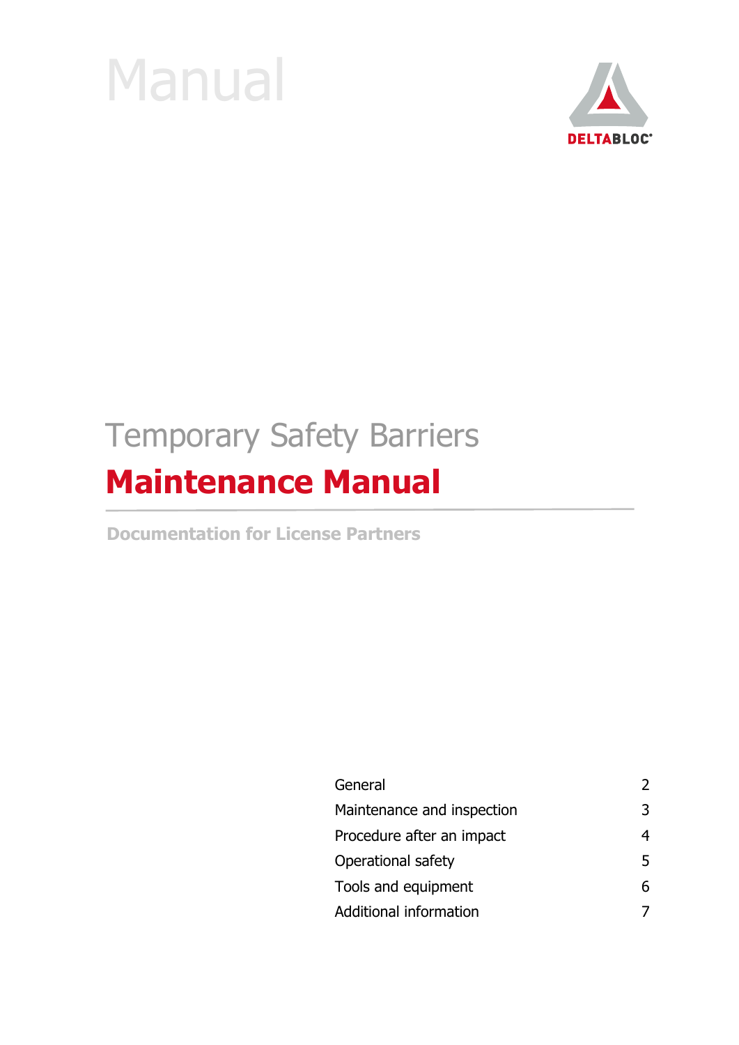Manual

DELTABLOC®

# Temporary Safety Barriers

# Maintenance Manual

**Documentation for License Partners**

| | |
|---|---|
| General | 2 |
| Maintenance and inspection | 3 |
| Procedure after an impact | 4 |
| Operational safety | 5 |
| Tools and equipment | 6 |
| Additional information | 7 |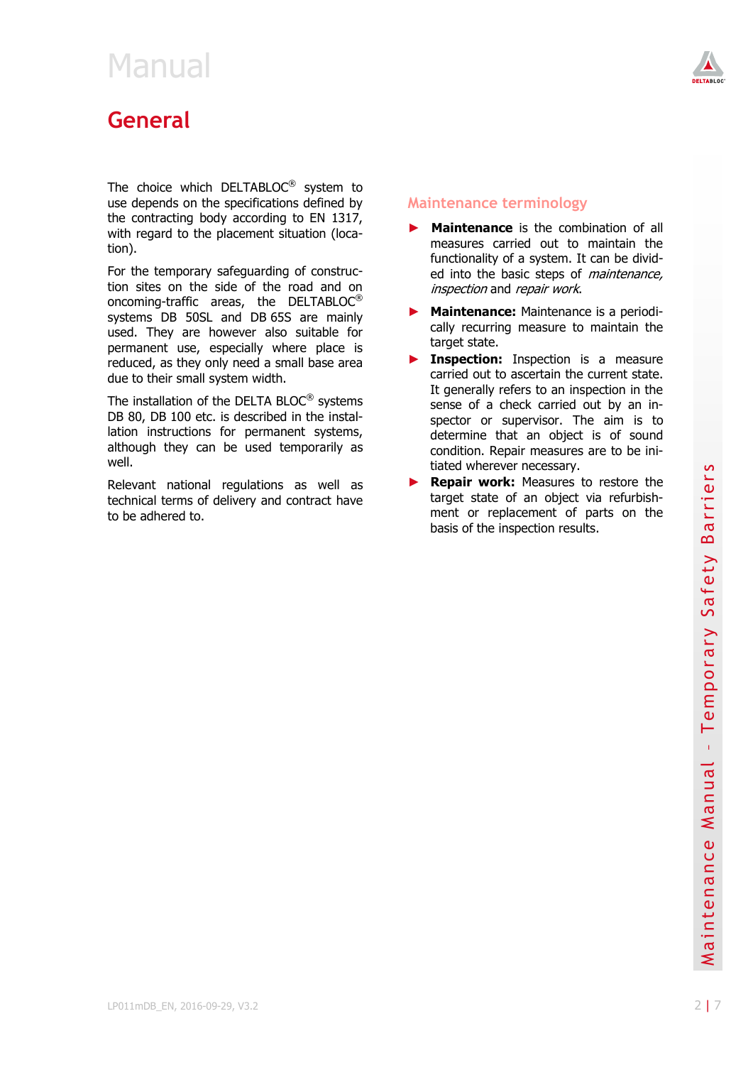# General

The choice which DELTABLOC® system to use depends on the specifications defined by the contracting body according to EN 1317, with regard to the placement situation (location).

For the temporary safeguarding of construction sites on the side of the road and on oncoming-traffic areas, the DELTABLOC® systems DB 50SL and DB 65S are mainly used. They are however also suitable for permanent use, especially where place is reduced, as they only need a small base area due to their small system width.

The installation of the DELTA BLOC® systems DB 80, DB 100 etc. is described in the installation instructions for permanent systems, although they can be used temporarily as well.

Relevant national regulations as well as technical terms of delivery and contract have to be adhered to.

## Maintenance terminology

- **Maintenance** is the combination of all measures carried out to maintain the functionality of a system. It can be divided into the basic steps of *maintenance, inspection* and *repair work*.
- **Maintenance:** Maintenance is a periodically recurring measure to maintain the target state.
- **Inspection:** Inspection is a measure carried out to ascertain the current state. It generally refers to an inspection in the sense of a check carried out by an inspector or supervisor. The aim is to determine that an object is of sound condition. Repair measures are to be initiated wherever necessary.
- **Repair work:** Measures to restore the target state of an object via refurbishment or replacement of parts on the basis of the inspection results.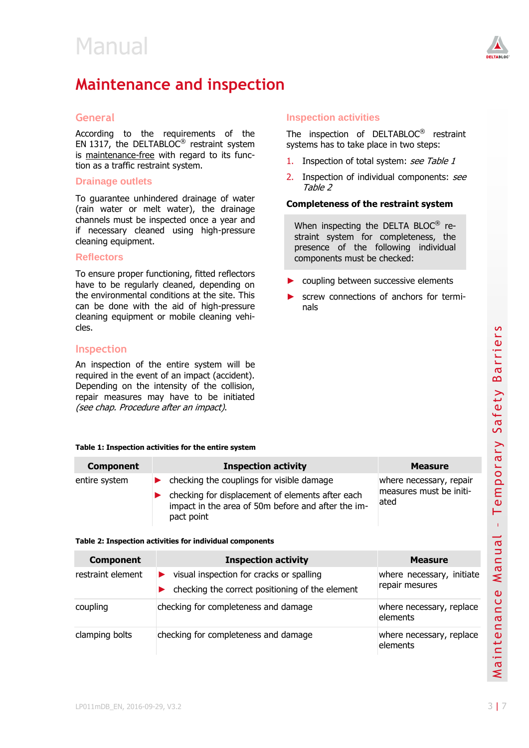# Manual

## Maintenance and inspection

### General

According to the requirements of the EN 1317, the DELTABLOC® restraint system is maintenance-free with regard to its function as a traffic restraint system.

### Drainage outlets

To guarantee unhindered drainage of water (rain water or melt water), the drainage channels must be inspected once a year and if necessary cleaned using high-pressure cleaning equipment.

### Reflectors

To ensure proper functioning, fitted reflectors have to be regularly cleaned, depending on the environmental conditions at the site. This can be done with the aid of high-pressure cleaning equipment or mobile cleaning vehicles.

### Inspection

An inspection of the entire system will be required in the event of an impact (accident). Depending on the intensity of the collision, repair measures may have to be initiated *(see chap. Procedure after an impact)*.

### Inspection activities

The inspection of DELTABLOC® restraint systems has to take place in two steps:

1. Inspection of total system: *see Table 1*
2. Inspection of individual components: *see Table 2*

**Completeness of the restraint system**

When inspecting the DELTA BLOC® restraint system for completeness, the presence of the following individual components must be checked:

- coupling between successive elements
- screw connections of anchors for terminals

**Table 1: Inspection activities for the entire system**

| Component | Inspection activity | Measure |
|---|---|---|
| entire system | ▶ checking the couplings for visible damage<br>▶ checking for displacement of elements after each impact in the area of 50m before and after the impact point | where necessary, repair measures must be initiated |

**Table 2: Inspection activities for individual components**

| Component | Inspection activity | Measure |
|---|---|---|
| restraint element | ▶ visual inspection for cracks or spalling<br>▶ checking the correct positioning of the element | where necessary, initiate repair mesures |
| coupling | checking for completeness and damage | where necessary, replace elements |
| clamping bolts | checking for completeness and damage | where necessary, replace elements |

LP011mDB_EN, 2016-09-29, V3.2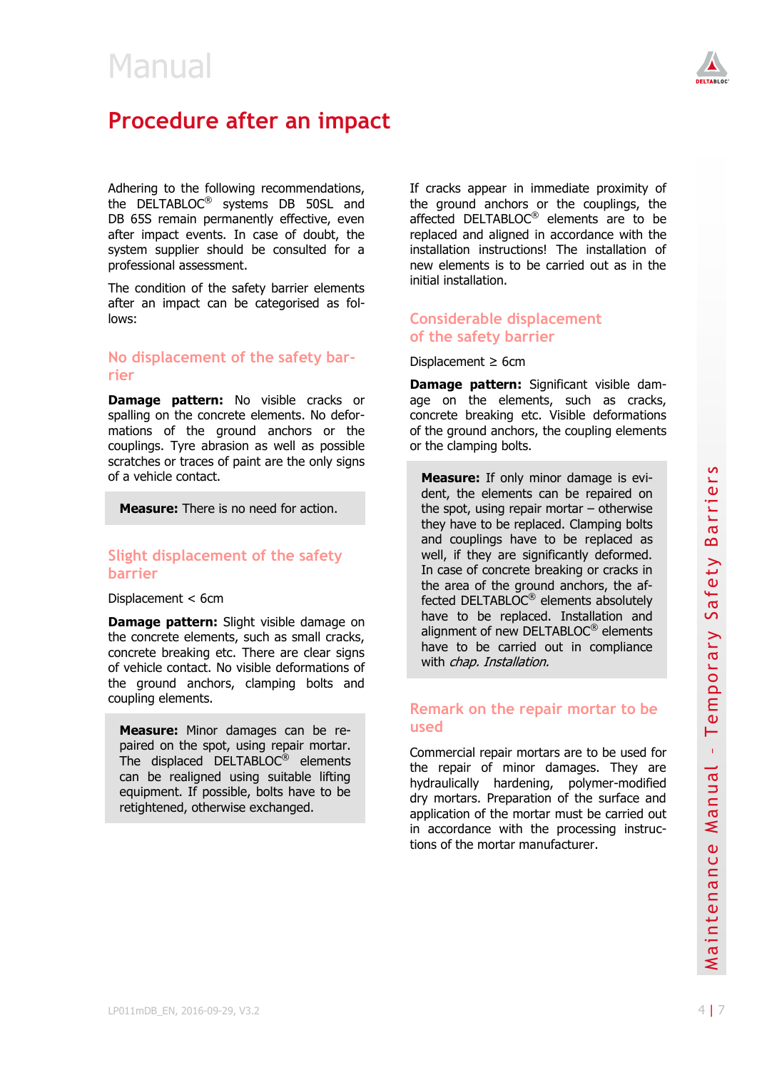# Procedure after an impact

Adhering to the following recommendations, the DELTABLOC® systems DB 50SL and DB 65S remain permanently effective, even after impact events. In case of doubt, the system supplier should be consulted for a professional assessment.

The condition of the safety barrier elements after an impact can be categorised as follows:

## No displacement of the safety barrier

**Damage pattern:** No visible cracks or spalling on the concrete elements. No deformations of the ground anchors or the couplings. Tyre abrasion as well as possible scratches or traces of paint are the only signs of a vehicle contact.

**Measure:** There is no need for action.

## Slight displacement of the safety barrier

Displacement < 6cm

**Damage pattern:** Slight visible damage on the concrete elements, such as small cracks, concrete breaking etc. There are clear signs of vehicle contact. No visible deformations of the ground anchors, clamping bolts and coupling elements.

**Measure:** Minor damages can be repaired on the spot, using repair mortar. The displaced DELTABLOC® elements can be realigned using suitable lifting equipment. If possible, bolts have to be retightened, otherwise exchanged.

If cracks appear in immediate proximity of the ground anchors or the couplings, the affected DELTABLOC® elements are to be replaced and aligned in accordance with the installation instructions! The installation of new elements is to be carried out as in the initial installation.

## Considerable displacement of the safety barrier

Displacement ≥ 6cm

**Damage pattern:** Significant visible damage on the elements, such as cracks, concrete breaking etc. Visible deformations of the ground anchors, the coupling elements or the clamping bolts.

**Measure:** If only minor damage is evident, the elements can be repaired on the spot, using repair mortar – otherwise they have to be replaced. Clamping bolts and couplings have to be replaced as well, if they are significantly deformed. In case of concrete breaking or cracks in the area of the ground anchors, the affected DELTABLOC® elements absolutely have to be replaced. Installation and alignment of new DELTABLOC® elements have to be carried out in compliance with *chap. Installation.*

## Remark on the repair mortar to be used

Commercial repair mortars are to be used for the repair of minor damages. They are hydraulically hardening, polymer-modified dry mortars. Preparation of the surface and application of the mortar must be carried out in accordance with the processing instructions of the mortar manufacturer.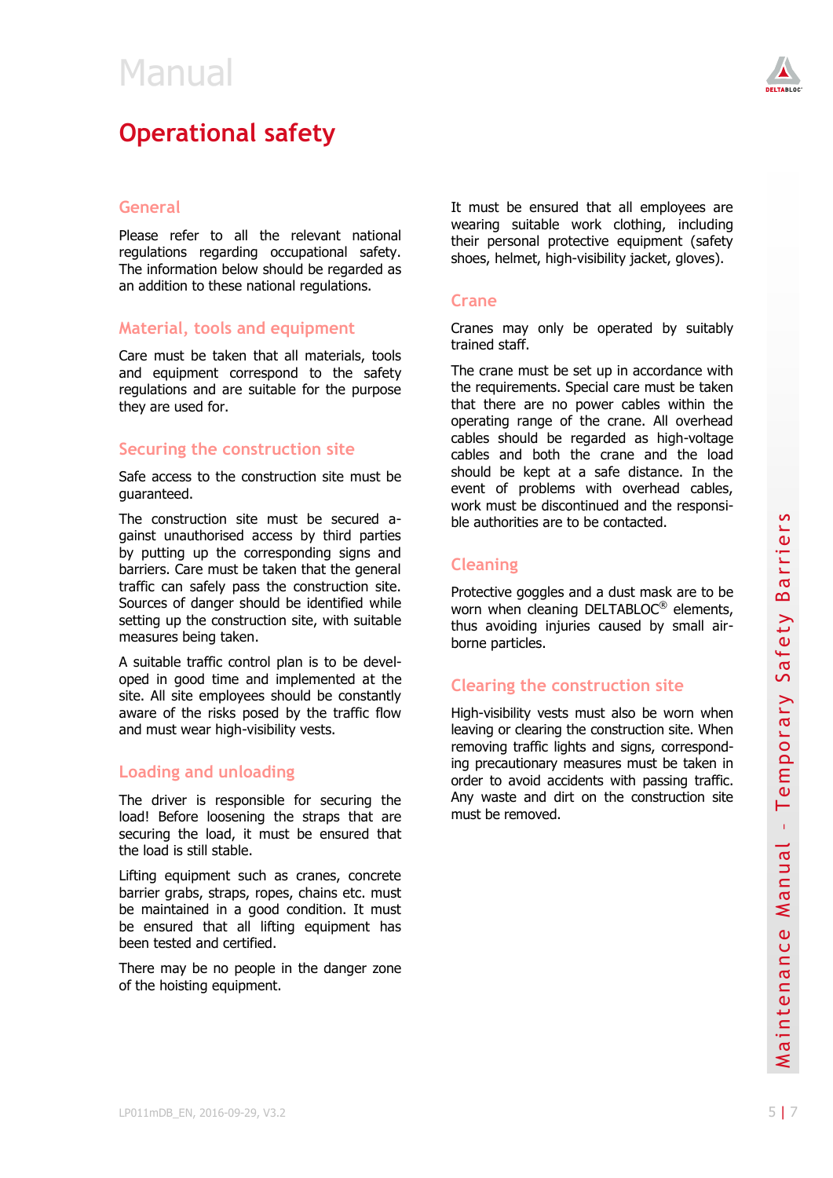# Manual

## Operational safety

### General

Please refer to all the relevant national regulations regarding occupational safety. The information below should be regarded as an addition to these national regulations.

### Material, tools and equipment

Care must be taken that all materials, tools and equipment correspond to the safety regulations and are suitable for the purpose they are used for.

### Securing the construction site

Safe access to the construction site must be guaranteed.

The construction site must be secured against unauthorised access by third parties by putting up the corresponding signs and barriers. Care must be taken that the general traffic can safely pass the construction site. Sources of danger should be identified while setting up the construction site, with suitable measures being taken.

A suitable traffic control plan is to be developed in good time and implemented at the site. All site employees should be constantly aware of the risks posed by the traffic flow and must wear high-visibility vests.

### Loading and unloading

The driver is responsible for securing the load! Before loosening the straps that are securing the load, it must be ensured that the load is still stable.

Lifting equipment such as cranes, concrete barrier grabs, straps, ropes, chains etc. must be maintained in a good condition. It must be ensured that all lifting equipment has been tested and certified.

There may be no people in the danger zone of the hoisting equipment.

It must be ensured that all employees are wearing suitable work clothing, including their personal protective equipment (safety shoes, helmet, high-visibility jacket, gloves).

### Crane

Cranes may only be operated by suitably trained staff.

The crane must be set up in accordance with the requirements. Special care must be taken that there are no power cables within the operating range of the crane. All overhead cables should be regarded as high-voltage cables and both the crane and the load should be kept at a safe distance. In the event of problems with overhead cables, work must be discontinued and the responsible authorities are to be contacted.

### Cleaning

Protective goggles and a dust mask are to be worn when cleaning DELTABLOC® elements, thus avoiding injuries caused by small airborne particles.

### Clearing the construction site

High-visibility vests must also be worn when leaving or clearing the construction site. When removing traffic lights and signs, corresponding precautionary measures must be taken in order to avoid accidents with passing traffic. Any waste and dirt on the construction site must be removed.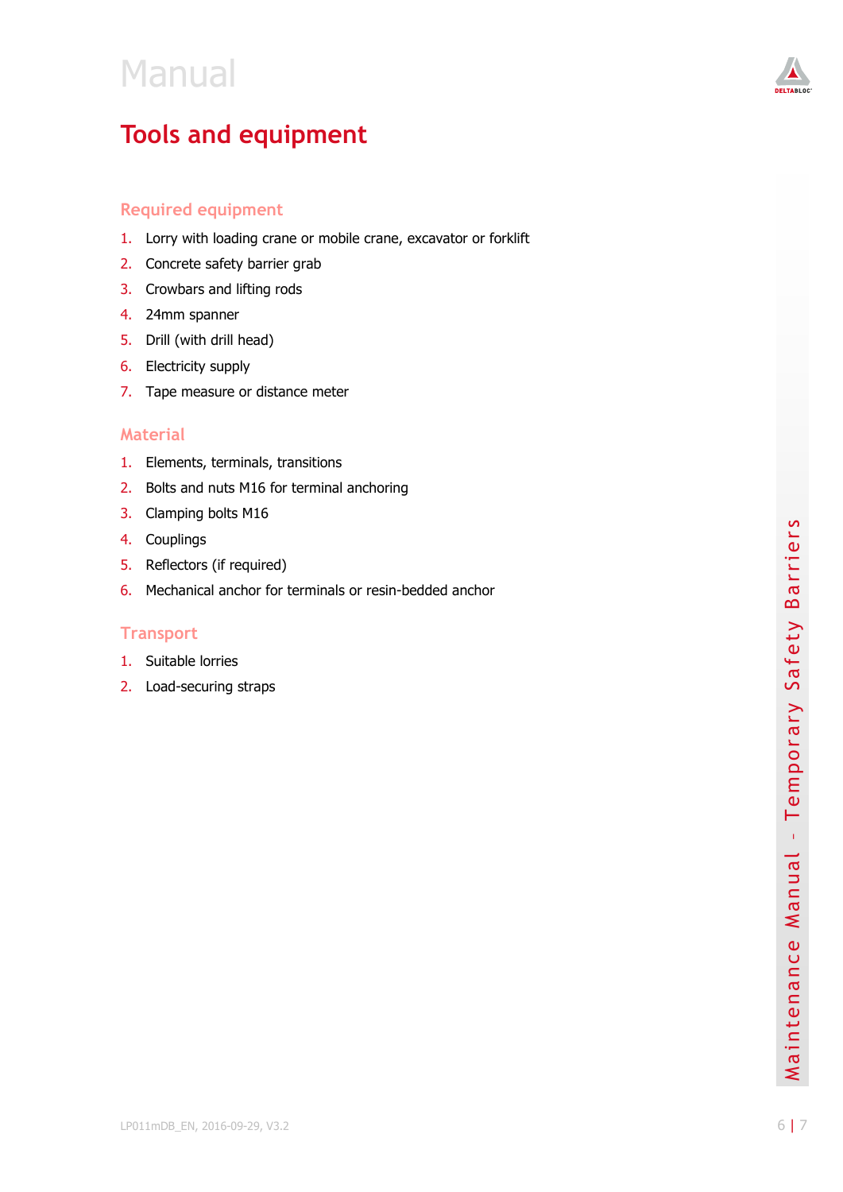# Tools and equipment

## Required equipment

1. Lorry with loading crane or mobile crane, excavator or forklift
2. Concrete safety barrier grab
3. Crowbars and lifting rods
4. 24mm spanner
5. Drill (with drill head)
6. Electricity supply
7. Tape measure or distance meter

## Material

1. Elements, terminals, transitions
2. Bolts and nuts M16 for terminal anchoring
3. Clamping bolts M16
4. Couplings
5. Reflectors (if required)
6. Mechanical anchor for terminals or resin-bedded anchor

## Transport

1. Suitable lorries
2. Load-securing straps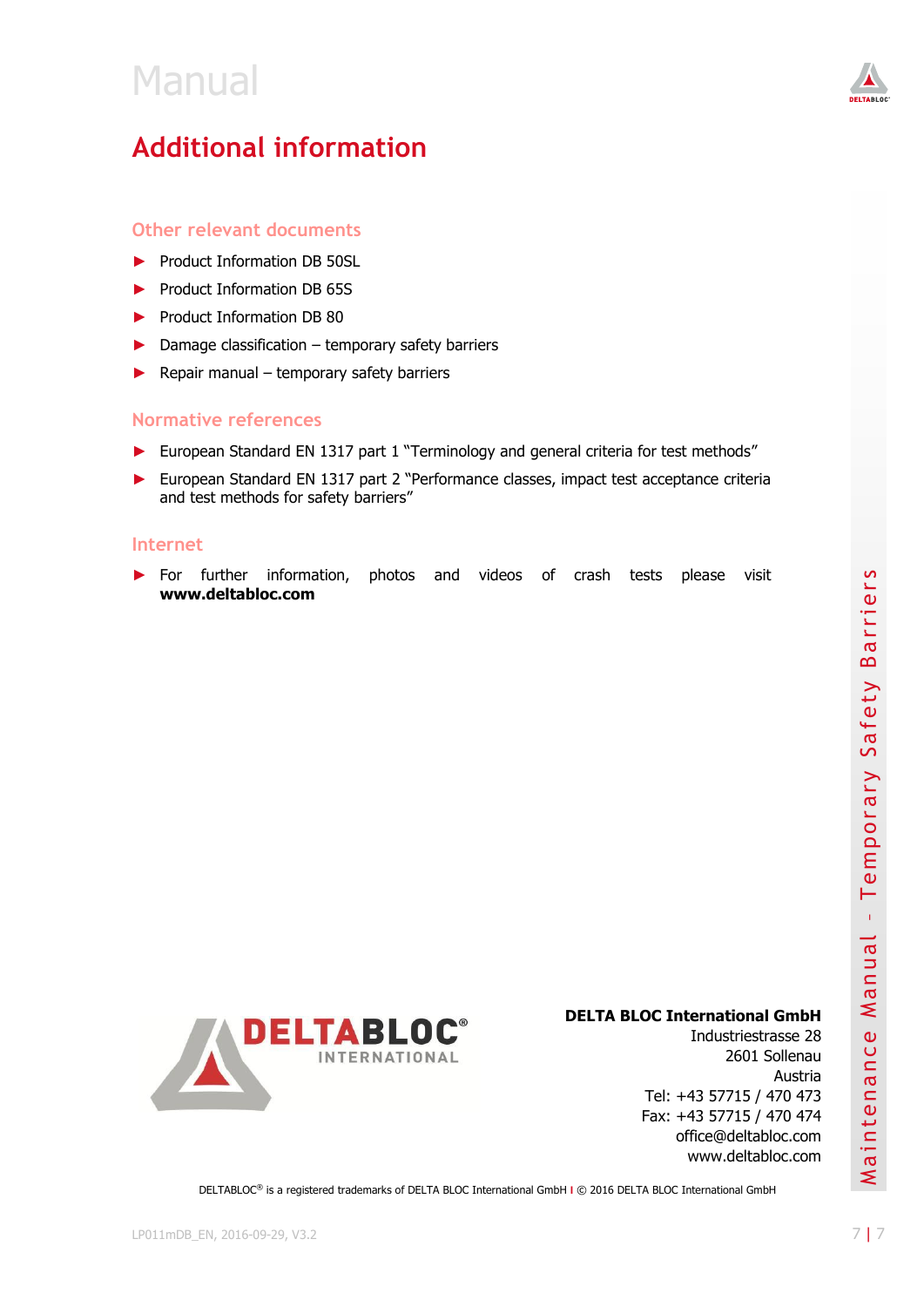# Additional information

## Other relevant documents

- Product Information DB 50SL
- Product Information DB 65S
- Product Information DB 80
- Damage classification – temporary safety barriers
- Repair manual – temporary safety barriers

## Normative references

- European Standard EN 1317 part 1 "Terminology and general criteria for test methods"
- European Standard EN 1317 part 2 "Performance classes, impact test acceptance criteria and test methods for safety barriers"

## Internet

- For further information, photos and videos of crash tests please visit **www.deltabloc.com**

**DELTA BLOC International GmbH**
Industriestrasse 28
2601 Sollenau
Austria
Tel: +43 57715 / 470 473
Fax: +43 57715 / 470 474
office@deltabloc.com
www.deltabloc.com

DELTABLOC® is a registered trademarks of DELTA BLOC International GmbH | © 2016 DELTA BLOC International GmbH

LP011mDB_EN, 2016-09-29, V3.2